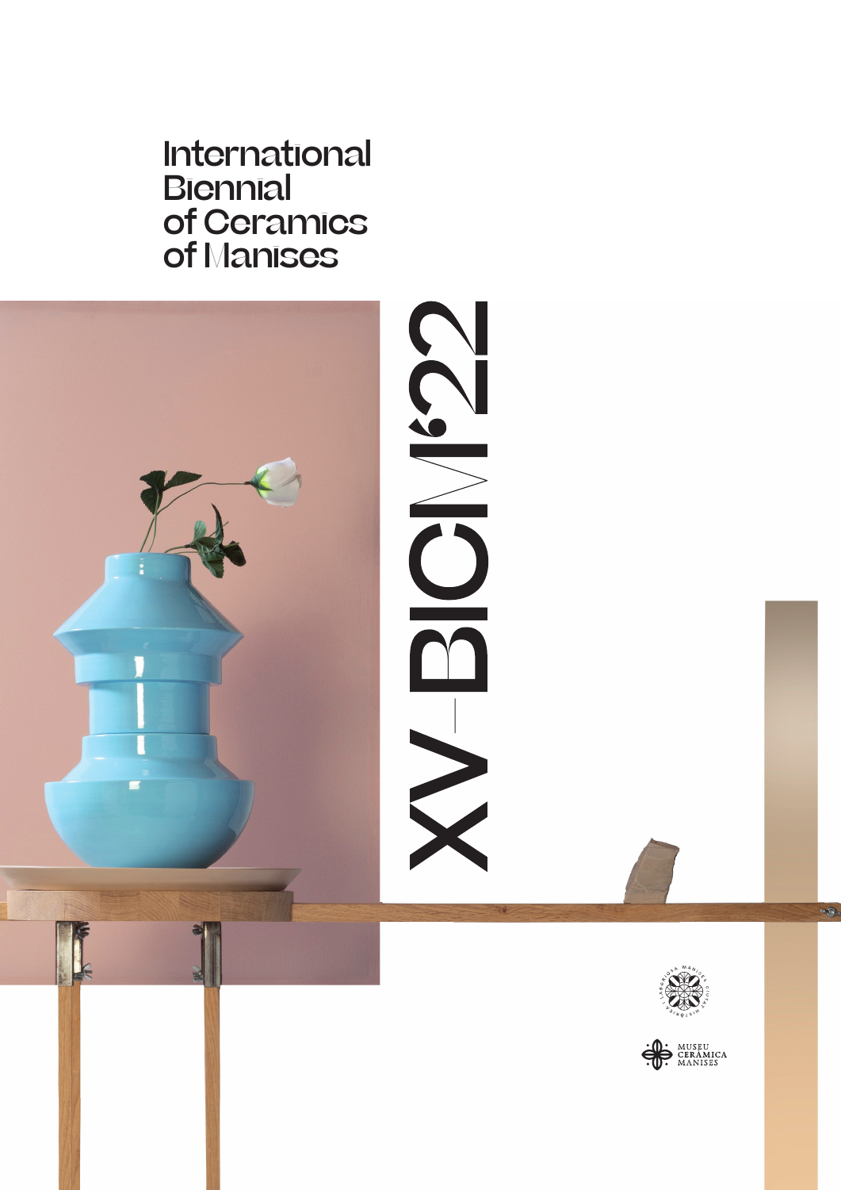# International Biennial of Ceramics of Manises

XV–BICM'22

MUSEU CERÀMICA MANISES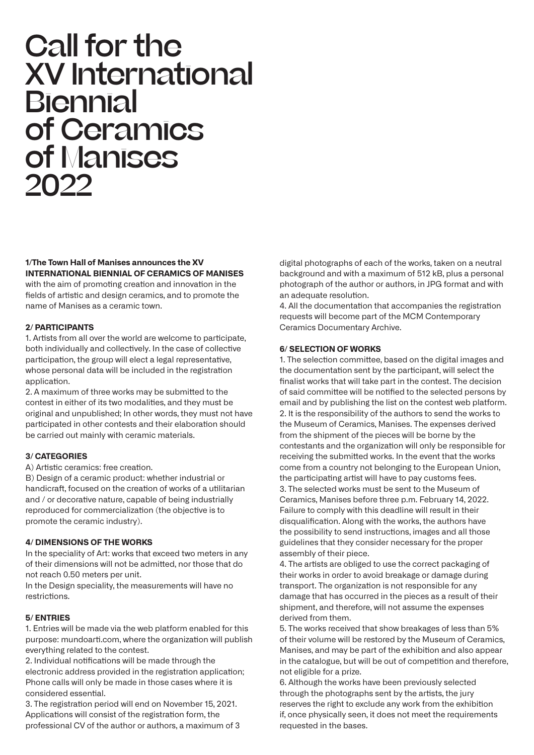# Call for the XV International Biennial of Ceramics of Manises 2022

**1/The Town Hall of Manises announces the XV INTERNATIONAL BIENNIAL OF CERAMICS OF MANISES** with the aim of promoting creation and innovation in the fields of artistic and design ceramics, and to promote the name of Manises as a ceramic town.

**2/ PARTICIPANTS**

1. Artists from all over the world are welcome to participate, both individually and collectively. In the case of collective participation, the group will elect a legal representative, whose personal data will be included in the registration application.
2. A maximum of three works may be submitted to the contest in either of its two modalities, and they must be original and unpublished; In other words, they must not have participated in other contests and their elaboration should be carried out mainly with ceramic materials.

**3/ CATEGORIES**

A) Artistic ceramics: free creation.

B) Design of a ceramic product: whether industrial or handicraft, focused on the creation of works of a utilitarian and / or decorative nature, capable of being industrially reproduced for commercialization (the objective is to promote the ceramic industry).

**4/ DIMENSIONS OF THE WORKS**

In the speciality of Art: works that exceed two meters in any of their dimensions will not be admitted, nor those that do not reach 0.50 meters per unit.

In the Design speciality, the measurements will have no restrictions.

**5/ ENTRIES**

1. Entries will be made via the web platform enabled for this purpose: mundoarti.com, where the organization will publish everything related to the contest.
2. Individual notifications will be made through the electronic address provided in the registration application; Phone calls will only be made in those cases where it is considered essential.
3. The registration period will end on November 15, 2021. Applications will consist of the registration form, the professional CV of the author or authors, a maximum of 3 digital photographs of each of the works, taken on a neutral background and with a maximum of 512 kB, plus a personal photograph of the author or authors, in JPG format and with an adequate resolution.
4. All the documentation that accompanies the registration requests will become part of the MCM Contemporary Ceramics Documentary Archive.

**6/ SELECTION OF WORKS**

1. The selection committee, based on the digital images and the documentation sent by the participant, will select the finalist works that will take part in the contest. The decision of said committee will be notified to the selected persons by email and by publishing the list on the contest web platform.
2. It is the responsibility of the authors to send the works to the Museum of Ceramics, Manises. The expenses derived from the shipment of the pieces will be borne by the contestants and the organization will only be responsible for receiving the submitted works. In the event that the works come from a country not belonging to the European Union, the participating artist will have to pay customs fees.
3. The selected works must be sent to the Museum of Ceramics, Manises before three p.m. February 14, 2022. Failure to comply with this deadline will result in their disqualification. Along with the works, the authors have the possibility to send instructions, images and all those guidelines that they consider necessary for the proper assembly of their piece.
4. The artists are obliged to use the correct packaging of their works in order to avoid breakage or damage during transport. The organization is not responsible for any damage that has occurred in the pieces as a result of their shipment, and therefore, will not assume the expenses derived from them.
5. The works received that show breakages of less than 5% of their volume will be restored by the Museum of Ceramics, Manises, and may be part of the exhibition and also appear in the catalogue, but will be out of competition and therefore, not eligible for a prize.
6. Although the works have been previously selected through the photographs sent by the artists, the jury reserves the right to exclude any work from the exhibition if, once physically seen, it does not meet the requirements requested in the bases.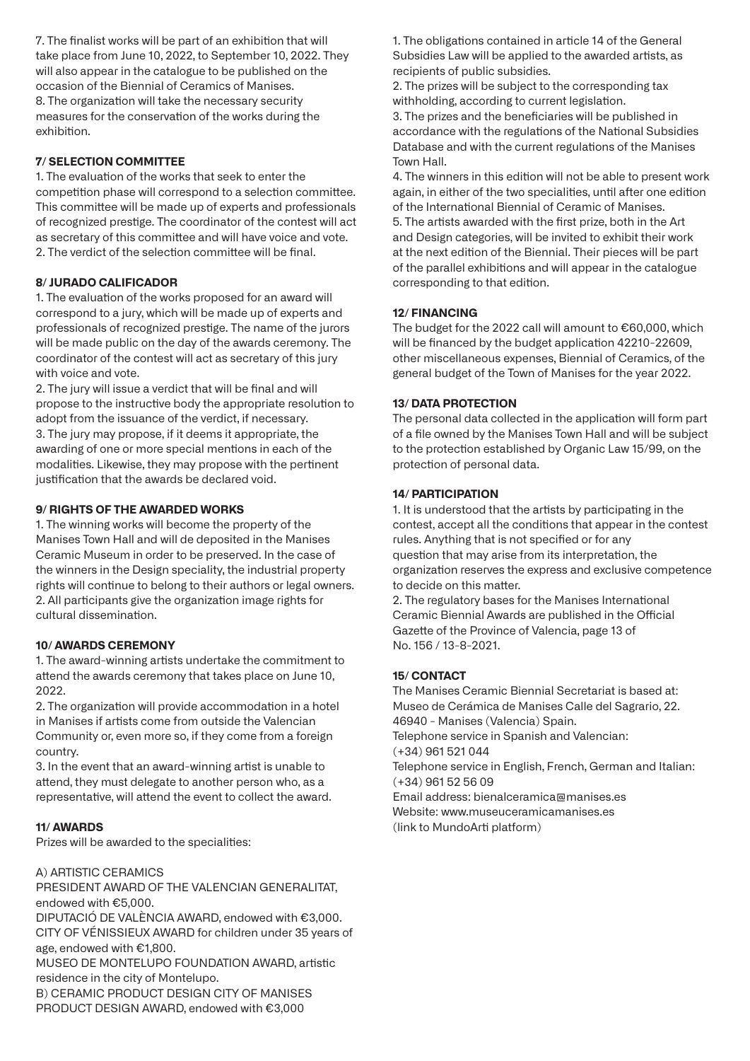7. The finalist works will be part of an exhibition that will take place from June 10, 2022, to September 10, 2022. They will also appear in the catalogue to be published on the occasion of the Biennial of Ceramics of Manises.
8. The organization will take the necessary security measures for the conservation of the works during the exhibition.

**7/ SELECTION COMMITTEE**

1. The evaluation of the works that seek to enter the competition phase will correspond to a selection committee. This committee will be made up of experts and professionals of recognized prestige. The coordinator of the contest will act as secretary of this committee and will have voice and vote.
2. The verdict of the selection committee will be final.

**8/ JURADO CALIFICADOR**

1. The evaluation of the works proposed for an award will correspond to a jury, which will be made up of experts and professionals of recognized prestige. The name of the jurors will be made public on the day of the awards ceremony. The coordinator of the contest will act as secretary of this jury with voice and vote.
2. The jury will issue a verdict that will be final and will propose to the instructive body the appropriate resolution to adopt from the issuance of the verdict, if necessary.
3. The jury may propose, if it deems it appropriate, the awarding of one or more special mentions in each of the modalities. Likewise, they may propose with the pertinent justification that the awards be declared void.

**9/ RIGHTS OF THE AWARDED WORKS**

1. The winning works will become the property of the Manises Town Hall and will de deposited in the Manises Ceramic Museum in order to be preserved. In the case of the winners in the Design speciality, the industrial property rights will continue to belong to their authors or legal owners.
2. All participants give the organization image rights for cultural dissemination.

**10/ AWARDS CEREMONY**

1. The award-winning artists undertake the commitment to attend the awards ceremony that takes place on June 10, 2022.
2. The organization will provide accommodation in a hotel in Manises if artists come from outside the Valencian Community or, even more so, if they come from a foreign country.
3. In the event that an award-winning artist is unable to attend, they must delegate to another person who, as a representative, will attend the event to collect the award.

**11/ AWARDS**

Prizes will be awarded to the specialities:

A) ARTISTIC CERAMICS
PRESIDENT AWARD OF THE VALENCIAN GENERALITAT, endowed with €5,000.
DIPUTACIÓ DE VALÈNCIA AWARD, endowed with €3,000.
CITY OF VÉNISSIEUX AWARD for children under 35 years of age, endowed with €1,800.
MUSEO DE MONTELUPO FOUNDATION AWARD, artistic residence in the city of Montelupo.
B) CERAMIC PRODUCT DESIGN CITY OF MANISES PRODUCT DESIGN AWARD, endowed with €3,000

1. The obligations contained in article 14 of the General Subsidies Law will be applied to the awarded artists, as recipients of public subsidies.
2. The prizes will be subject to the corresponding tax withholding, according to current legislation.
3. The prizes and the beneficiaries will be published in accordance with the regulations of the National Subsidies Database and with the current regulations of the Manises Town Hall.
4. The winners in this edition will not be able to present work again, in either of the two specialities, until after one edition of the International Biennial of Ceramic of Manises.
5. The artists awarded with the first prize, both in the Art and Design categories, will be invited to exhibit their work at the next edition of the Biennial. Their pieces will be part of the parallel exhibitions and will appear in the catalogue corresponding to that edition.

**12/ FINANCING**

The budget for the 2022 call will amount to €60,000, which will be financed by the budget application 42210-22609, other miscellaneous expenses, Biennial of Ceramics, of the general budget of the Town of Manises for the year 2022.

**13/ DATA PROTECTION**

The personal data collected in the application will form part of a file owned by the Manises Town Hall and will be subject to the protection established by Organic Law 15/99, on the protection of personal data.

**14/ PARTICIPATION**

1. It is understood that the artists by participating in the contest, accept all the conditions that appear in the contest rules. Anything that is not specified or for any question that may arise from its interpretation, the organization reserves the express and exclusive competence to decide on this matter.
2. The regulatory bases for the Manises International Ceramic Biennial Awards are published in the Official Gazette of the Province of Valencia, page 13 of No. 156 / 13-8-2021.

**15/ CONTACT**

The Manises Ceramic Biennial Secretariat is based at:
Museo de Cerámica de Manises Calle del Sagrario, 22. 46940 - Manises (Valencia) Spain.
Telephone service in Spanish and Valencian:
(+34) 961 521 044
Telephone service in English, French, German and Italian:
(+34) 961 52 56 09
Email address: bienalceramica@manises.es
Website: www.museuceramicamanises.es
(link to MundoArti platform)